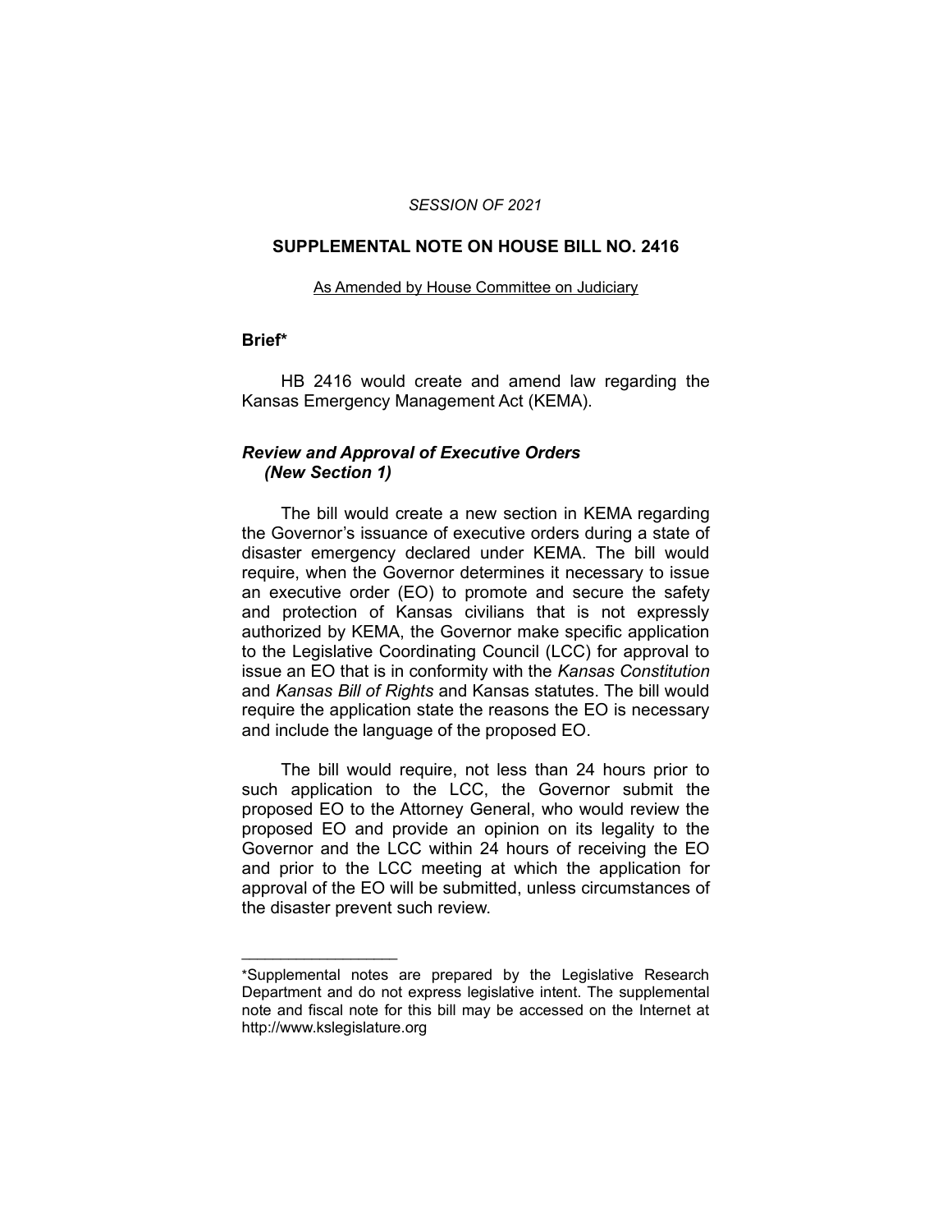*SESSION OF 2021*

# SUPPLEMENTAL NOTE ON HOUSE BILL NO. 2416

As Amended by House Committee on Judiciary

## Brief*

HB 2416 would create and amend law regarding the Kansas Emergency Management Act (KEMA).

### *Review and Approval of Executive Orders (New Section 1)*

The bill would create a new section in KEMA regarding the Governor's issuance of executive orders during a state of disaster emergency declared under KEMA. The bill would require, when the Governor determines it necessary to issue an executive order (EO) to promote and secure the safety and protection of Kansas civilians that is not expressly authorized by KEMA, the Governor make specific application to the Legislative Coordinating Council (LCC) for approval to issue an EO that is in conformity with the *Kansas Constitution* and *Kansas Bill of Rights* and Kansas statutes. The bill would require the application state the reasons the EO is necessary and include the language of the proposed EO.

The bill would require, not less than 24 hours prior to such application to the LCC, the Governor submit the proposed EO to the Attorney General, who would review the proposed EO and provide an opinion on its legality to the Governor and the LCC within 24 hours of receiving the EO and prior to the LCC meeting at which the application for approval of the EO will be submitted, unless circumstances of the disaster prevent such review.

---

*Supplemental notes are prepared by the Legislative Research Department and do not express legislative intent. The supplemental note and fiscal note for this bill may be accessed on the Internet at http://www.kslegislature.org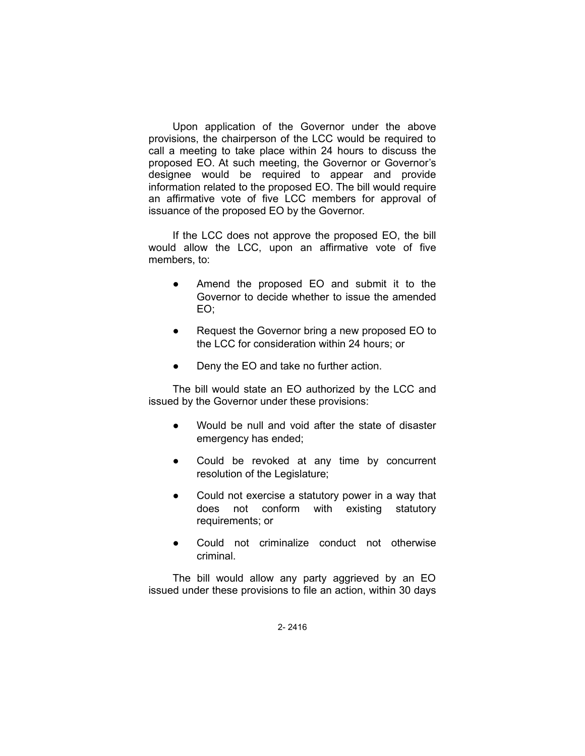Upon application of the Governor under the above provisions, the chairperson of the LCC would be required to call a meeting to take place within 24 hours to discuss the proposed EO. At such meeting, the Governor or Governor's designee would be required to appear and provide information related to the proposed EO. The bill would require an affirmative vote of five LCC members for approval of issuance of the proposed EO by the Governor.

If the LCC does not approve the proposed EO, the bill would allow the LCC, upon an affirmative vote of five members, to:

- Amend the proposed EO and submit it to the Governor to decide whether to issue the amended EO;
- Request the Governor bring a new proposed EO to the LCC for consideration within 24 hours; or
- Deny the EO and take no further action.

The bill would state an EO authorized by the LCC and issued by the Governor under these provisions:

- Would be null and void after the state of disaster emergency has ended;
- Could be revoked at any time by concurrent resolution of the Legislature;
- Could not exercise a statutory power in a way that does not conform with existing statutory requirements; or
- Could not criminalize conduct not otherwise criminal.

The bill would allow any party aggrieved by an EO issued under these provisions to file an action, within 30 days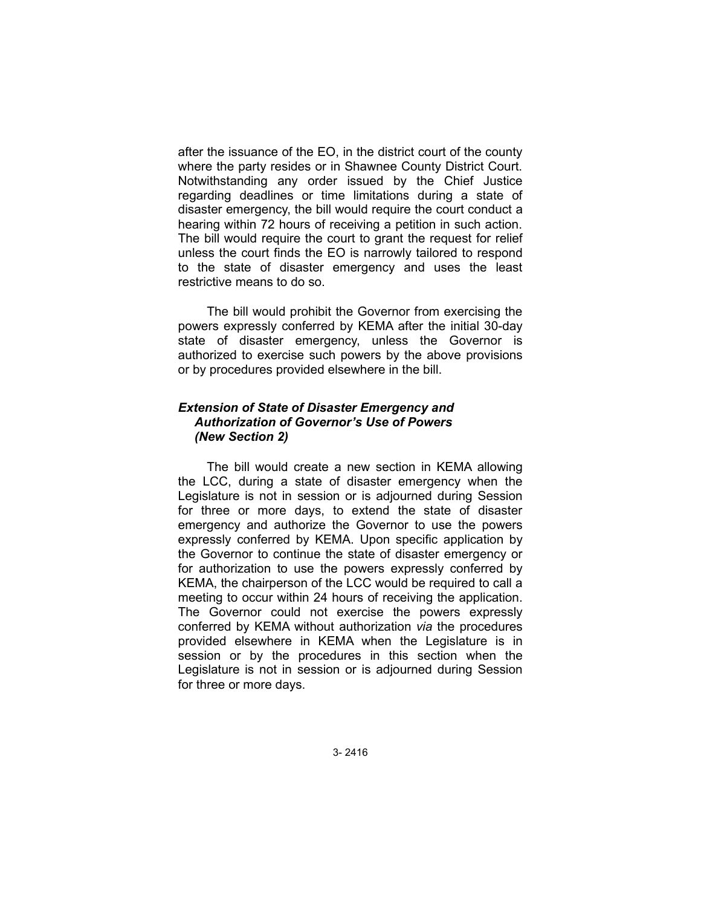after the issuance of the EO, in the district court of the county where the party resides or in Shawnee County District Court. Notwithstanding any order issued by the Chief Justice regarding deadlines or time limitations during a state of disaster emergency, the bill would require the court conduct a hearing within 72 hours of receiving a petition in such action. The bill would require the court to grant the request for relief unless the court finds the EO is narrowly tailored to respond to the state of disaster emergency and uses the least restrictive means to do so.

The bill would prohibit the Governor from exercising the powers expressly conferred by KEMA after the initial 30-day state of disaster emergency, unless the Governor is authorized to exercise such powers by the above provisions or by procedures provided elsewhere in the bill.

***Extension of State of Disaster Emergency and Authorization of Governor's Use of Powers (New Section 2)***

The bill would create a new section in KEMA allowing the LCC, during a state of disaster emergency when the Legislature is not in session or is adjourned during Session for three or more days, to extend the state of disaster emergency and authorize the Governor to use the powers expressly conferred by KEMA. Upon specific application by the Governor to continue the state of disaster emergency or for authorization to use the powers expressly conferred by KEMA, the chairperson of the LCC would be required to call a meeting to occur within 24 hours of receiving the application. The Governor could not exercise the powers expressly conferred by KEMA without authorization *via* the procedures provided elsewhere in KEMA when the Legislature is in session or by the procedures in this section when the Legislature is not in session or is adjourned during Session for three or more days.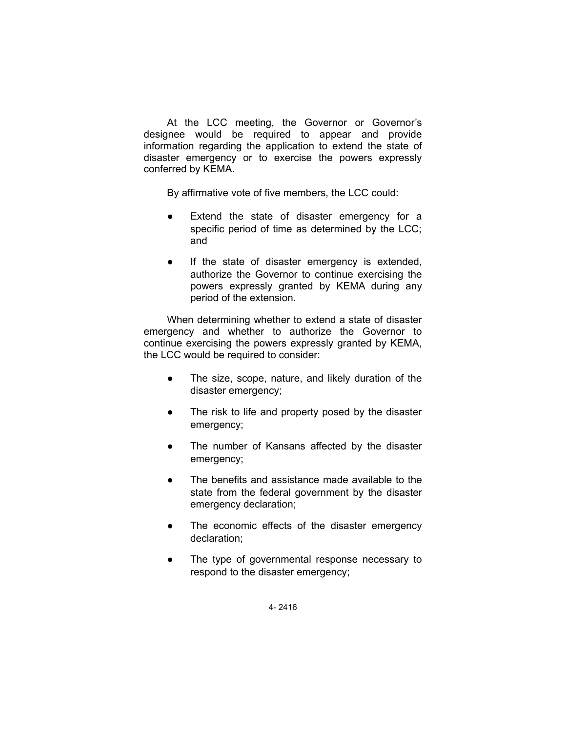At the LCC meeting, the Governor or Governor's designee would be required to appear and provide information regarding the application to extend the state of disaster emergency or to exercise the powers expressly conferred by KEMA.

By affirmative vote of five members, the LCC could:

- Extend the state of disaster emergency for a specific period of time as determined by the LCC; and
- If the state of disaster emergency is extended, authorize the Governor to continue exercising the powers expressly granted by KEMA during any period of the extension.

When determining whether to extend a state of disaster emergency and whether to authorize the Governor to continue exercising the powers expressly granted by KEMA, the LCC would be required to consider:

- The size, scope, nature, and likely duration of the disaster emergency;
- The risk to life and property posed by the disaster emergency;
- The number of Kansans affected by the disaster emergency;
- The benefits and assistance made available to the state from the federal government by the disaster emergency declaration;
- The economic effects of the disaster emergency declaration;
- The type of governmental response necessary to respond to the disaster emergency;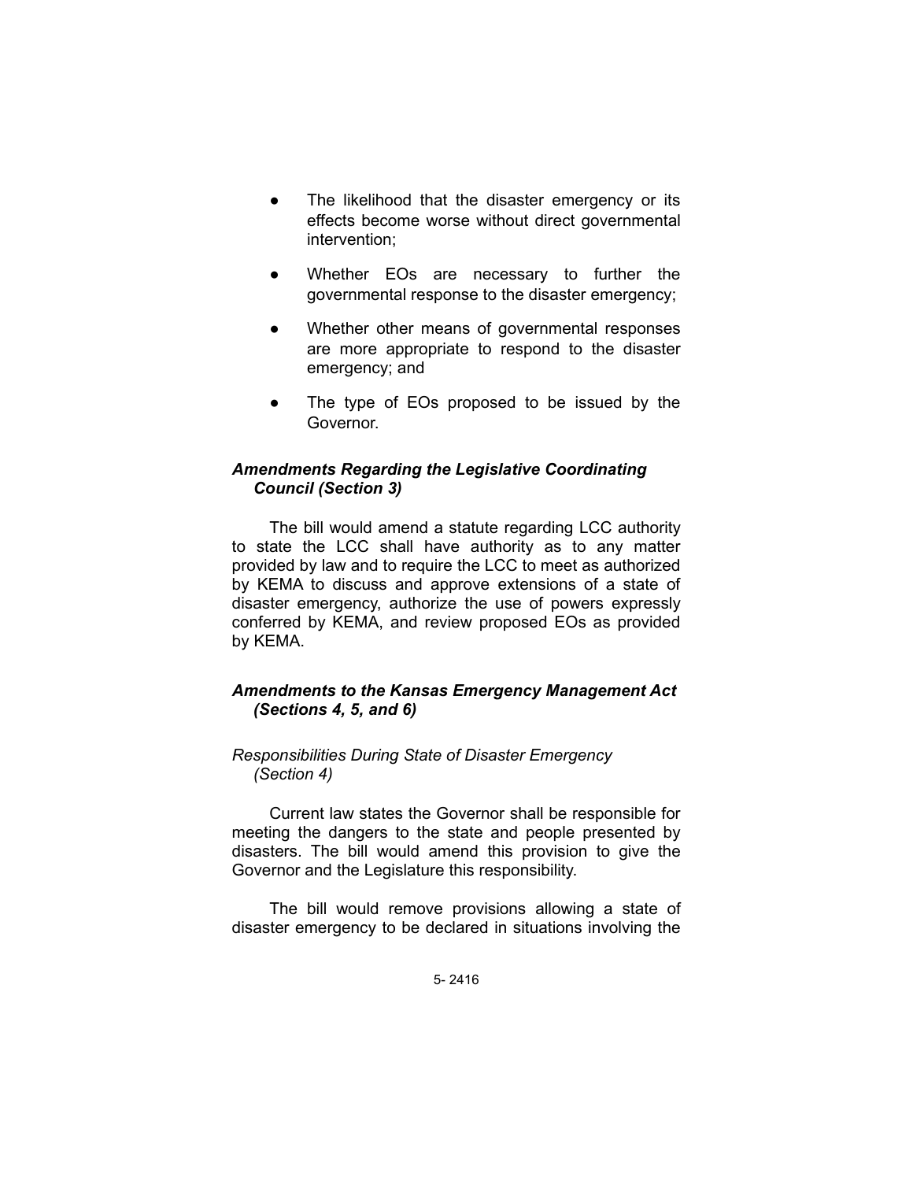- The likelihood that the disaster emergency or its effects become worse without direct governmental intervention;
- Whether EOs are necessary to further the governmental response to the disaster emergency;
- Whether other means of governmental responses are more appropriate to respond to the disaster emergency; and
- The type of EOs proposed to be issued by the Governor.

### *Amendments Regarding the Legislative Coordinating Council (Section 3)*

The bill would amend a statute regarding LCC authority to state the LCC shall have authority as to any matter provided by law and to require the LCC to meet as authorized by KEMA to discuss and approve extensions of a state of disaster emergency, authorize the use of powers expressly conferred by KEMA, and review proposed EOs as provided by KEMA.

### *Amendments to the Kansas Emergency Management Act (Sections 4, 5, and 6)*

#### *Responsibilities During State of Disaster Emergency (Section 4)*

Current law states the Governor shall be responsible for meeting the dangers to the state and people presented by disasters. The bill would amend this provision to give the Governor and the Legislature this responsibility.

The bill would remove provisions allowing a state of disaster emergency to be declared in situations involving the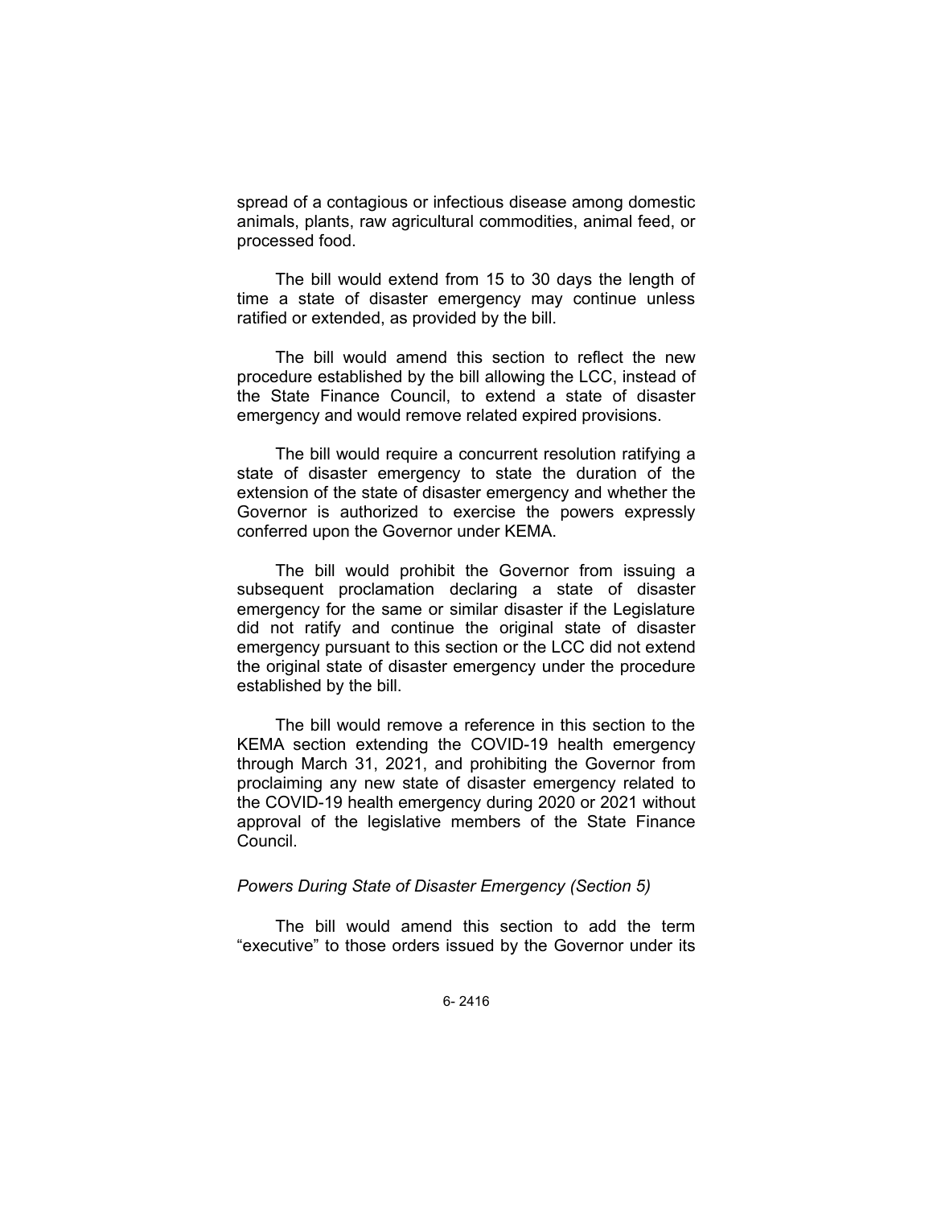spread of a contagious or infectious disease among domestic animals, plants, raw agricultural commodities, animal feed, or processed food.

The bill would extend from 15 to 30 days the length of time a state of disaster emergency may continue unless ratified or extended, as provided by the bill.

The bill would amend this section to reflect the new procedure established by the bill allowing the LCC, instead of the State Finance Council, to extend a state of disaster emergency and would remove related expired provisions.

The bill would require a concurrent resolution ratifying a state of disaster emergency to state the duration of the extension of the state of disaster emergency and whether the Governor is authorized to exercise the powers expressly conferred upon the Governor under KEMA.

The bill would prohibit the Governor from issuing a subsequent proclamation declaring a state of disaster emergency for the same or similar disaster if the Legislature did not ratify and continue the original state of disaster emergency pursuant to this section or the LCC did not extend the original state of disaster emergency under the procedure established by the bill.

The bill would remove a reference in this section to the KEMA section extending the COVID-19 health emergency through March 31, 2021, and prohibiting the Governor from proclaiming any new state of disaster emergency related to the COVID-19 health emergency during 2020 or 2021 without approval of the legislative members of the State Finance Council.

*Powers During State of Disaster Emergency (Section 5)*

The bill would amend this section to add the term "executive" to those orders issued by the Governor under its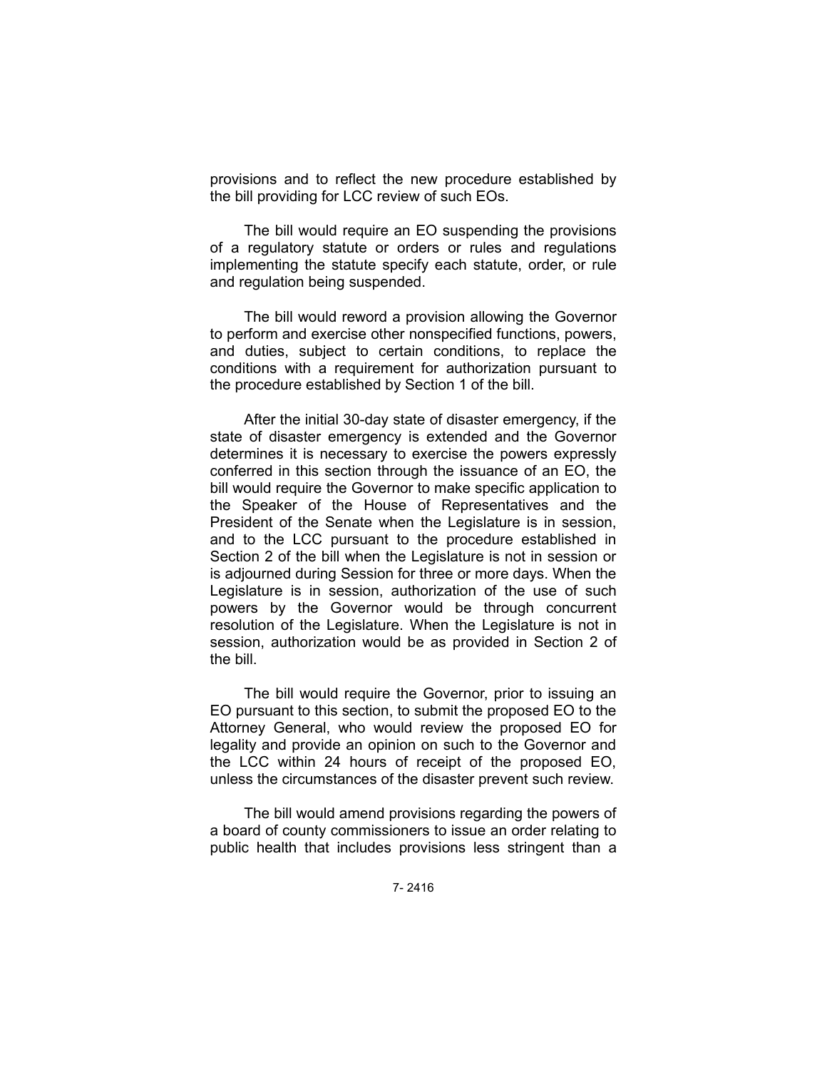provisions and to reflect the new procedure established by the bill providing for LCC review of such EOs.

The bill would require an EO suspending the provisions of a regulatory statute or orders or rules and regulations implementing the statute specify each statute, order, or rule and regulation being suspended.

The bill would reword a provision allowing the Governor to perform and exercise other nonspecified functions, powers, and duties, subject to certain conditions, to replace the conditions with a requirement for authorization pursuant to the procedure established by Section 1 of the bill.

After the initial 30-day state of disaster emergency, if the state of disaster emergency is extended and the Governor determines it is necessary to exercise the powers expressly conferred in this section through the issuance of an EO, the bill would require the Governor to make specific application to the Speaker of the House of Representatives and the President of the Senate when the Legislature is in session, and to the LCC pursuant to the procedure established in Section 2 of the bill when the Legislature is not in session or is adjourned during Session for three or more days. When the Legislature is in session, authorization of the use of such powers by the Governor would be through concurrent resolution of the Legislature. When the Legislature is not in session, authorization would be as provided in Section 2 of the bill.

The bill would require the Governor, prior to issuing an EO pursuant to this section, to submit the proposed EO to the Attorney General, who would review the proposed EO for legality and provide an opinion on such to the Governor and the LCC within 24 hours of receipt of the proposed EO, unless the circumstances of the disaster prevent such review.

The bill would amend provisions regarding the powers of a board of county commissioners to issue an order relating to public health that includes provisions less stringent than a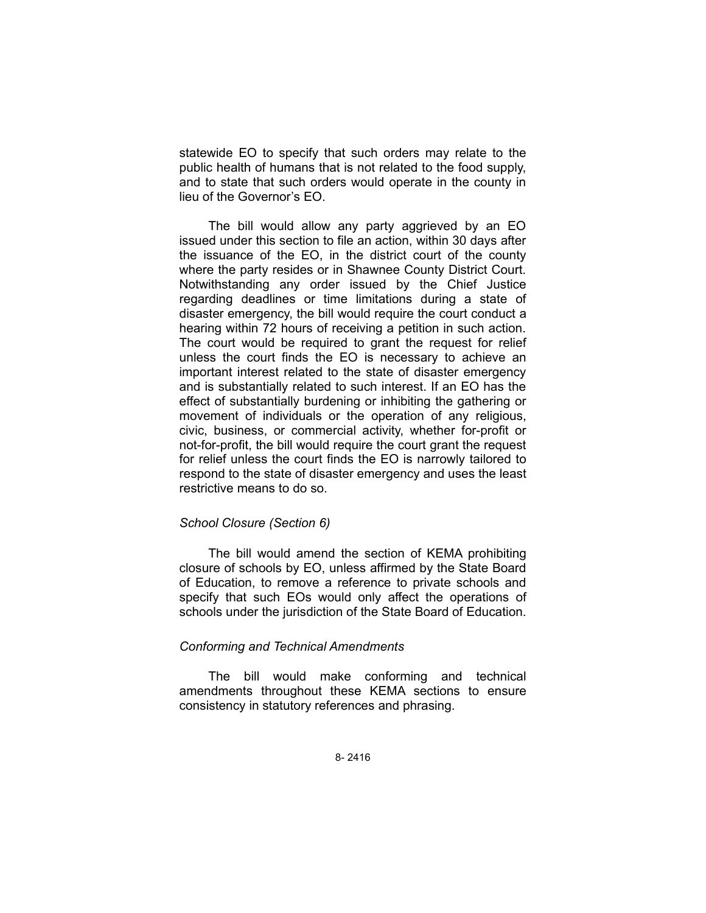statewide EO to specify that such orders may relate to the public health of humans that is not related to the food supply, and to state that such orders would operate in the county in lieu of the Governor's EO.

The bill would allow any party aggrieved by an EO issued under this section to file an action, within 30 days after the issuance of the EO, in the district court of the county where the party resides or in Shawnee County District Court. Notwithstanding any order issued by the Chief Justice regarding deadlines or time limitations during a state of disaster emergency, the bill would require the court conduct a hearing within 72 hours of receiving a petition in such action. The court would be required to grant the request for relief unless the court finds the EO is necessary to achieve an important interest related to the state of disaster emergency and is substantially related to such interest. If an EO has the effect of substantially burdening or inhibiting the gathering or movement of individuals or the operation of any religious, civic, business, or commercial activity, whether for-profit or not-for-profit, the bill would require the court grant the request for relief unless the court finds the EO is narrowly tailored to respond to the state of disaster emergency and uses the least restrictive means to do so.

*School Closure (Section 6)*

The bill would amend the section of KEMA prohibiting closure of schools by EO, unless affirmed by the State Board of Education, to remove a reference to private schools and specify that such EOs would only affect the operations of schools under the jurisdiction of the State Board of Education.

*Conforming and Technical Amendments*

The bill would make conforming and technical amendments throughout these KEMA sections to ensure consistency in statutory references and phrasing.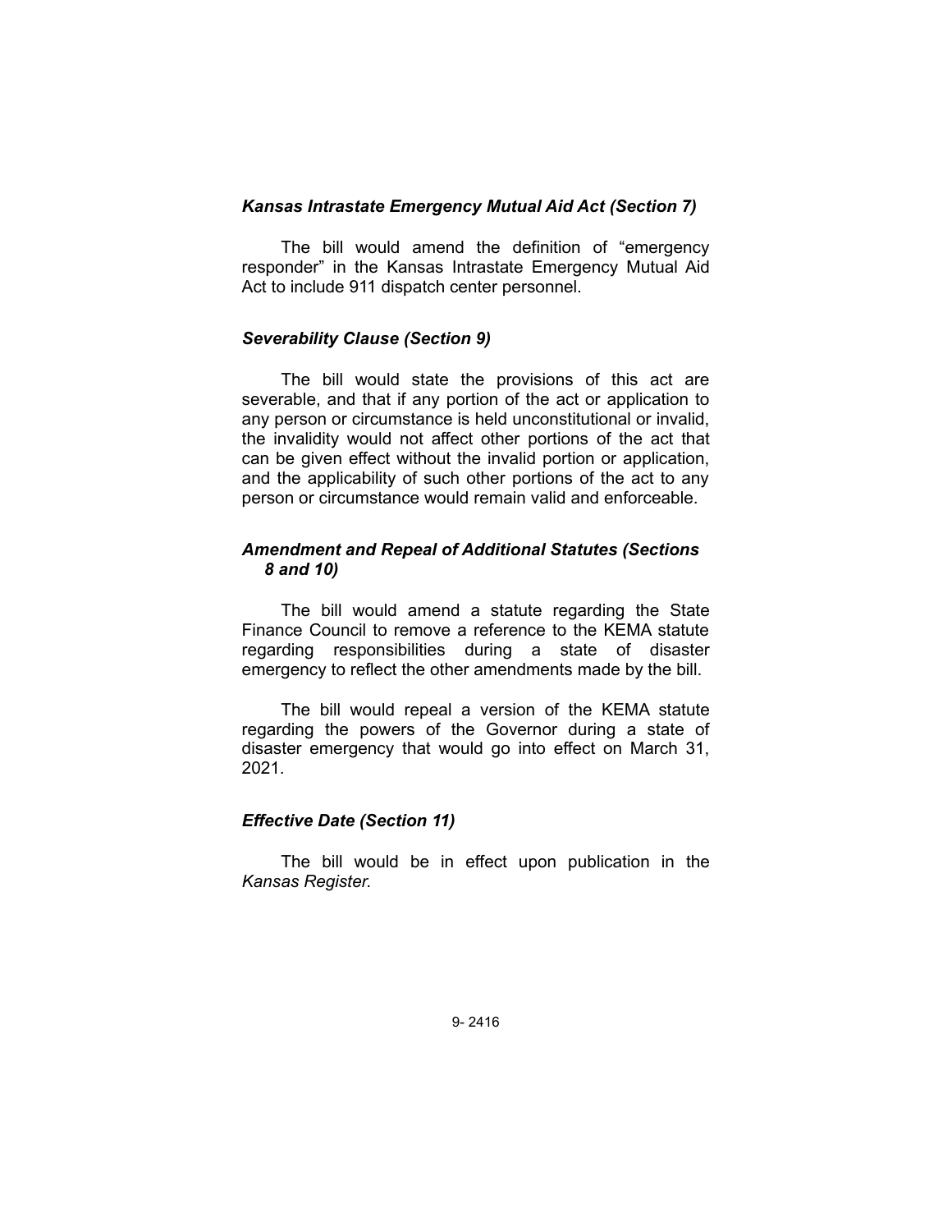### *Kansas Intrastate Emergency Mutual Aid Act (Section 7)*

The bill would amend the definition of "emergency responder" in the Kansas Intrastate Emergency Mutual Aid Act to include 911 dispatch center personnel.

### *Severability Clause (Section 9)*

The bill would state the provisions of this act are severable, and that if any portion of the act or application to any person or circumstance is held unconstitutional or invalid, the invalidity would not affect other portions of the act that can be given effect without the invalid portion or application, and the applicability of such other portions of the act to any person or circumstance would remain valid and enforceable.

### *Amendment and Repeal of Additional Statutes (Sections 8 and 10)*

The bill would amend a statute regarding the State Finance Council to remove a reference to the KEMA statute regarding responsibilities during a state of disaster emergency to reflect the other amendments made by the bill.

The bill would repeal a version of the KEMA statute regarding the powers of the Governor during a state of disaster emergency that would go into effect on March 31, 2021.

### *Effective Date (Section 11)*

The bill would be in effect upon publication in the *Kansas Register.*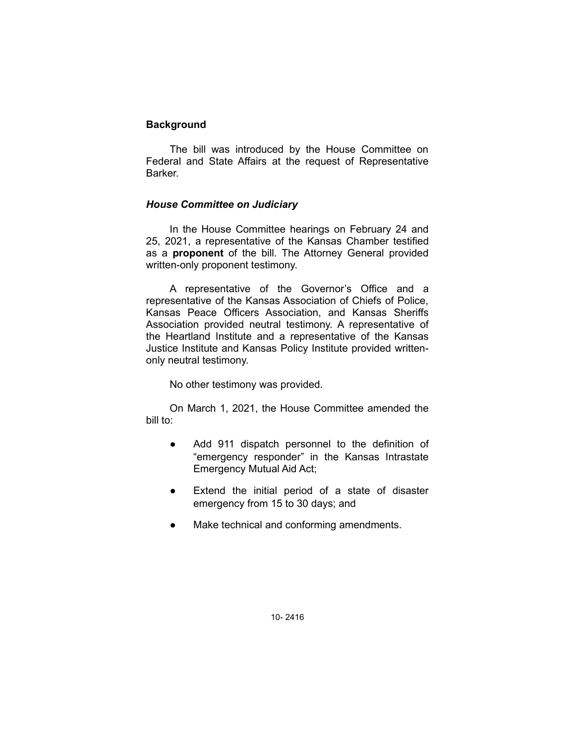## Background

The bill was introduced by the House Committee on Federal and State Affairs at the request of Representative Barker.

### *House Committee on Judiciary*

In the House Committee hearings on February 24 and 25, 2021, a representative of the Kansas Chamber testified as a **proponent** of the bill. The Attorney General provided written-only proponent testimony.

A representative of the Governor's Office and a representative of the Kansas Association of Chiefs of Police, Kansas Peace Officers Association, and Kansas Sheriffs Association provided neutral testimony. A representative of the Heartland Institute and a representative of the Kansas Justice Institute and Kansas Policy Institute provided written-only neutral testimony.

No other testimony was provided.

On March 1, 2021, the House Committee amended the bill to:

- Add 911 dispatch personnel to the definition of "emergency responder" in the Kansas Intrastate Emergency Mutual Aid Act;
- Extend the initial period of a state of disaster emergency from 15 to 30 days; and
- Make technical and conforming amendments.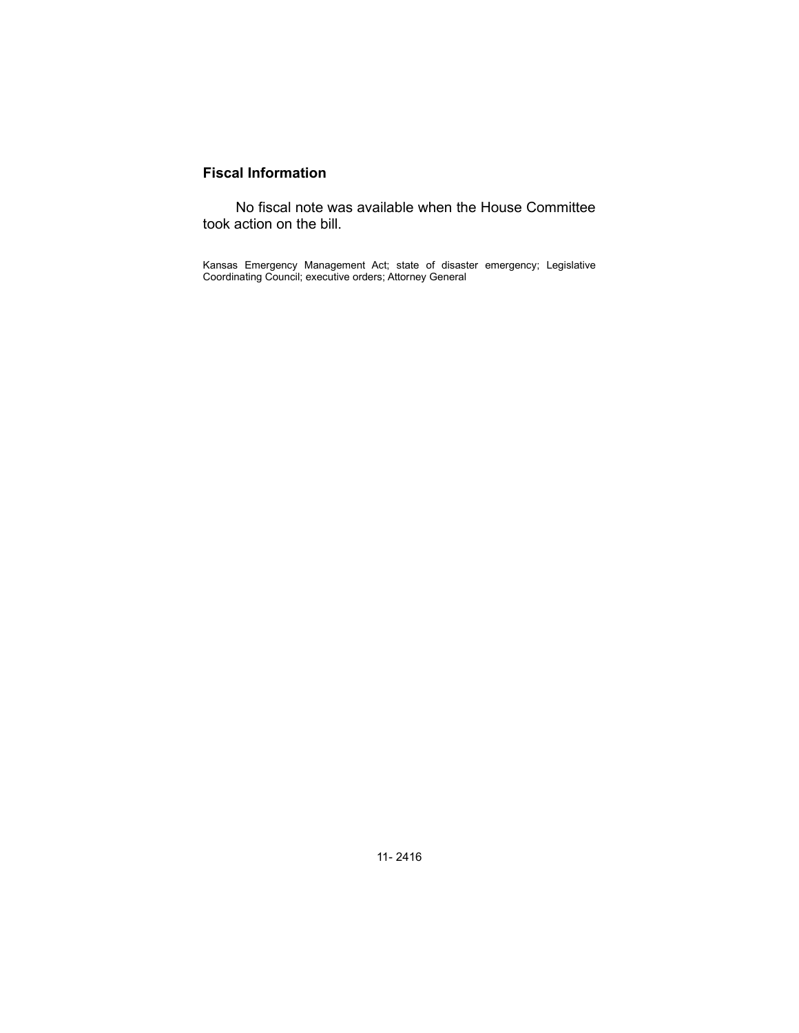## Fiscal Information

No fiscal note was available when the House Committee took action on the bill.

Kansas Emergency Management Act; state of disaster emergency; Legislative Coordinating Council; executive orders; Attorney General